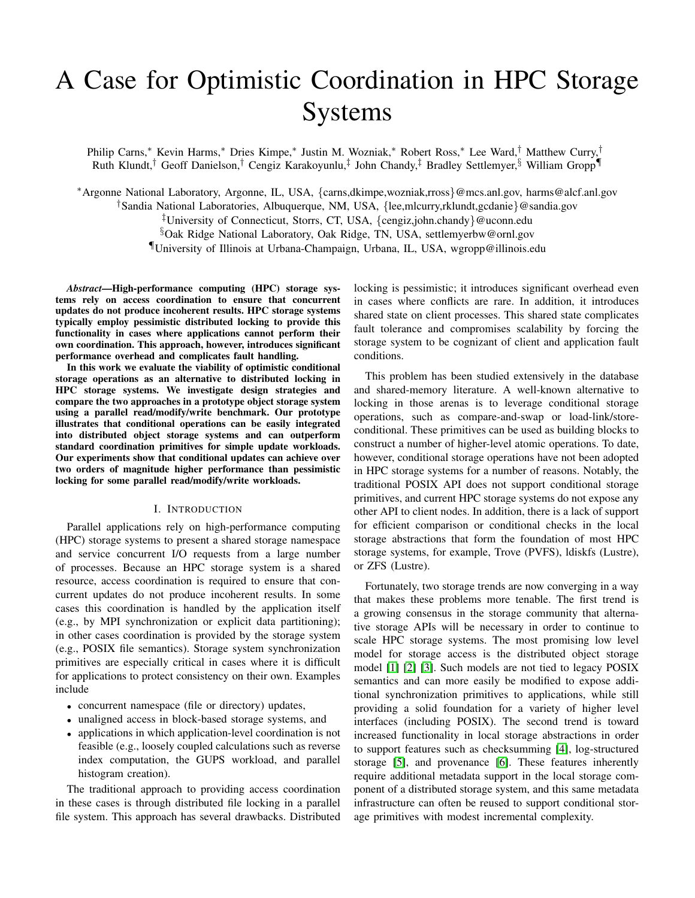# A Case for Optimistic Coordination in HPC Storage Systems

Philip Carns,* Kevin Harms,* Dries Kimpe,* Justin M. Wozniak,* Robert Ross,* Lee Ward,† Matthew Curry,† Ruth Klundt,† Geoff Danielson,† Cengiz Karakoyunlu,‡ John Chandy,‡ Bradley Settlemyer,§ William Gropp¶

*Argonne National Laboratory, Argonne, IL, USA, {carns,dkimpe,wozniak,rross}@mcs.anl.gov, harms@alcf.anl.gov
†Sandia National Laboratories, Albuquerque, NM, USA, {lee,mlcurry,rklundt,gcdanie}@sandia.gov
‡University of Connecticut, Storrs, CT, USA, {cengiz,john.chandy}@uconn.edu
§Oak Ridge National Laboratory, Oak Ridge, TN, USA, settlemyerbw@ornl.gov
¶University of Illinois at Urbana-Champaign, Urbana, IL, USA, wgropp@illinois.edu

***Abstract*—High-performance computing (HPC) storage systems rely on access coordination to ensure that concurrent updates do not produce incoherent results. HPC storage systems typically employ pessimistic distributed locking to provide this functionality in cases where applications cannot perform their own coordination. This approach, however, introduces significant performance overhead and complicates fault handling.**

**In this work we evaluate the viability of optimistic conditional storage operations as an alternative to distributed locking in HPC storage systems. We investigate design strategies and compare the two approaches in a prototype object storage system using a parallel read/modify/write benchmark. Our prototype illustrates that conditional operations can be easily integrated into distributed object storage systems and can outperform standard coordination primitives for simple update workloads. Our experiments show that conditional updates can achieve over two orders of magnitude higher performance than pessimistic locking for some parallel read/modify/write workloads.**

## I. Introduction

Parallel applications rely on high-performance computing (HPC) storage systems to present a shared storage namespace and service concurrent I/O requests from a large number of processes. Because an HPC storage system is a shared resource, access coordination is required to ensure that concurrent updates do not produce incoherent results. In some cases this coordination is handled by the application itself (e.g., by MPI synchronization or explicit data partitioning); in other cases coordination is provided by the storage system (e.g., POSIX file semantics). Storage system synchronization primitives are especially critical in cases where it is difficult for applications to protect consistency on their own. Examples include

- concurrent namespace (file or directory) updates,
- unaligned access in block-based storage systems, and
- applications in which application-level coordination is not feasible (e.g., loosely coupled calculations such as reverse index computation, the GUPS workload, and parallel histogram creation).

The traditional approach to providing access coordination in these cases is through distributed file locking in a parallel file system. This approach has several drawbacks. Distributed locking is pessimistic; it introduces significant overhead even in cases where conflicts are rare. In addition, it introduces shared state on client processes. This shared state complicates fault tolerance and compromises scalability by forcing the storage system to be cognizant of client and application fault conditions.

This problem has been studied extensively in the database and shared-memory literature. A well-known alternative to locking in those arenas is to leverage conditional storage operations, such as compare-and-swap or load-link/store-conditional. These primitives can be used as building blocks to construct a number of higher-level atomic operations. To date, however, conditional storage operations have not been adopted in HPC storage systems for a number of reasons. Notably, the traditional POSIX API does not support conditional storage primitives, and current HPC storage systems do not expose any other API to client nodes. In addition, there is a lack of support for efficient comparison or conditional checks in the local storage abstractions that form the foundation of most HPC storage systems, for example, Trove (PVFS), ldiskfs (Lustre), or ZFS (Lustre).

Fortunately, two storage trends are now converging in a way that makes these problems more tenable. The first trend is a growing consensus in the storage community that alternative storage APIs will be necessary in order to continue to scale HPC storage systems. The most promising low level model for storage access is the distributed object storage model [1] [2] [3]. Such models are not tied to legacy POSIX semantics and can more easily be modified to expose additional synchronization primitives to applications, while still providing a solid foundation for a variety of higher level interfaces (including POSIX). The second trend is toward increased functionality in local storage abstractions in order to support features such as checksumming [4], log-structured storage [5], and provenance [6]. These features inherently require additional metadata support in the local storage component of a distributed storage system, and this same metadata infrastructure can often be reused to support conditional storage primitives with modest incremental complexity.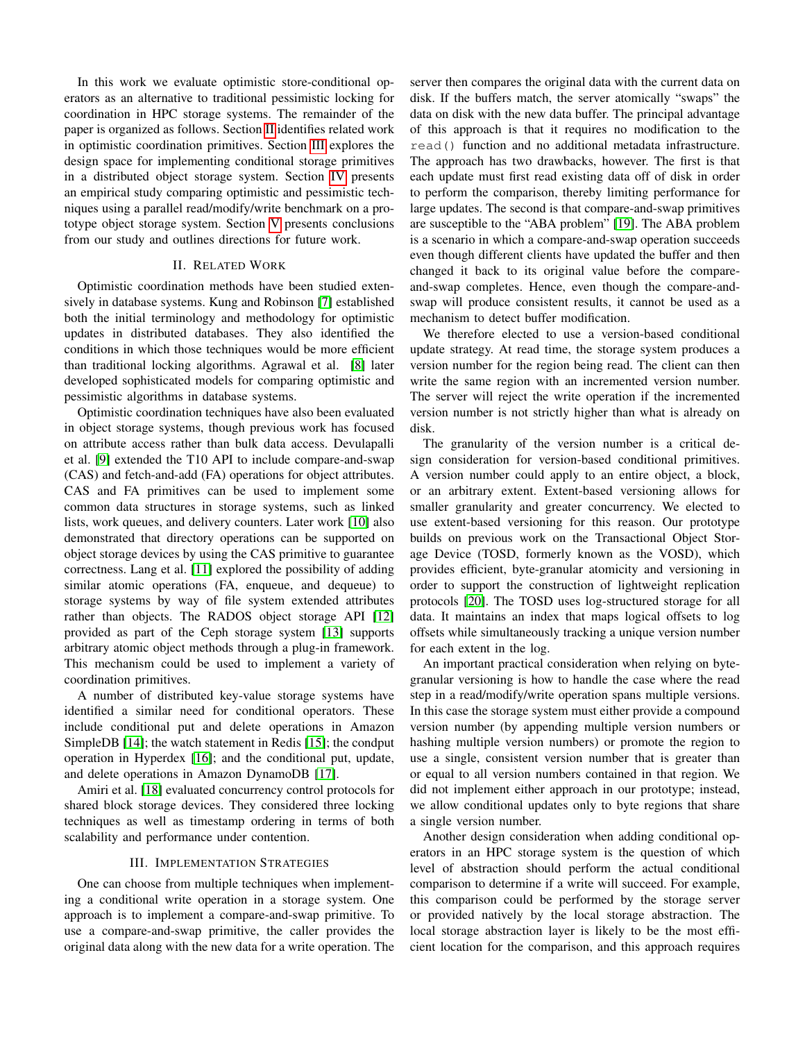In this work we evaluate optimistic store-conditional operators as an alternative to traditional pessimistic locking for coordination in HPC storage systems. The remainder of the paper is organized as follows. Section II identifies related work in optimistic coordination primitives. Section III explores the design space for implementing conditional storage primitives in a distributed object storage system. Section IV presents an empirical study comparing optimistic and pessimistic techniques using a parallel read/modify/write benchmark on a prototype object storage system. Section V presents conclusions from our study and outlines directions for future work.

## II. Related Work

Optimistic coordination methods have been studied extensively in database systems. Kung and Robinson [7] established both the initial terminology and methodology for optimistic updates in distributed databases. They also identified the conditions in which those techniques would be more efficient than traditional locking algorithms. Agrawal et al. [8] later developed sophisticated models for comparing optimistic and pessimistic algorithms in database systems.

Optimistic coordination techniques have also been evaluated in object storage systems, though previous work has focused on attribute access rather than bulk data access. Devulapalli et al. [9] extended the T10 API to include compare-and-swap (CAS) and fetch-and-add (FA) operations for object attributes. CAS and FA primitives can be used to implement some common data structures in storage systems, such as linked lists, work queues, and delivery counters. Later work [10] also demonstrated that directory operations can be supported on object storage devices by using the CAS primitive to guarantee correctness. Lang et al. [11] explored the possibility of adding similar atomic operations (FA, enqueue, and dequeue) to storage systems by way of file system extended attributes rather than objects. The RADOS object storage API [12] provided as part of the Ceph storage system [13] supports arbitrary atomic object methods through a plug-in framework. This mechanism could be used to implement a variety of coordination primitives.

A number of distributed key-value storage systems have identified a similar need for conditional operators. These include conditional put and delete operations in Amazon SimpleDB [14]; the watch statement in Redis [15]; the condput operation in Hyperdex [16]; and the conditional put, update, and delete operations in Amazon DynamoDB [17].

Amiri et al. [18] evaluated concurrency control protocols for shared block storage devices. They considered three locking techniques as well as timestamp ordering in terms of both scalability and performance under contention.

## III. Implementation Strategies

One can choose from multiple techniques when implementing a conditional write operation in a storage system. One approach is to implement a compare-and-swap primitive. To use a compare-and-swap primitive, the caller provides the original data along with the new data for a write operation. The server then compares the original data with the current data on disk. If the buffers match, the server atomically "swaps" the data on disk with the new data buffer. The principal advantage of this approach is that it requires no modification to the `read()` function and no additional metadata infrastructure. The approach has two drawbacks, however. The first is that each update must first read existing data off of disk in order to perform the comparison, thereby limiting performance for large updates. The second is that compare-and-swap primitives are susceptible to the "ABA problem" [19]. The ABA problem is a scenario in which a compare-and-swap operation succeeds even though different clients have updated the buffer and then changed it back to its original value before the compare-and-swap completes. Hence, even though the compare-and-swap will produce consistent results, it cannot be used as a mechanism to detect buffer modification.

We therefore elected to use a version-based conditional update strategy. At read time, the storage system produces a version number for the region being read. The client can then write the same region with an incremented version number. The server will reject the write operation if the incremented version number is not strictly higher than what is already on disk.

The granularity of the version number is a critical design consideration for version-based conditional primitives. A version number could apply to an entire object, a block, or an arbitrary extent. Extent-based versioning allows for smaller granularity and greater concurrency. We elected to use extent-based versioning for this reason. Our prototype builds on previous work on the Transactional Object Storage Device (TOSD, formerly known as the VOSD), which provides efficient, byte-granular atomicity and versioning in order to support the construction of lightweight replication protocols [20]. The TOSD uses log-structured storage for all data. It maintains an index that maps logical offsets to log offsets while simultaneously tracking a unique version number for each extent in the log.

An important practical consideration when relying on byte-granular versioning is how to handle the case where the read step in a read/modify/write operation spans multiple versions. In this case the storage system must either provide a compound version number (by appending multiple version numbers or hashing multiple version numbers) or promote the region to use a single, consistent version number that is greater than or equal to all version numbers contained in that region. We did not implement either approach in our prototype; instead, we allow conditional updates only to byte regions that share a single version number.

Another design consideration when adding conditional operators in an HPC storage system is the question of which level of abstraction should perform the actual conditional comparison to determine if a write will succeed. For example, this comparison could be performed by the storage server or provided natively by the local storage abstraction. The local storage abstraction layer is likely to be the most efficient location for the comparison, and this approach requires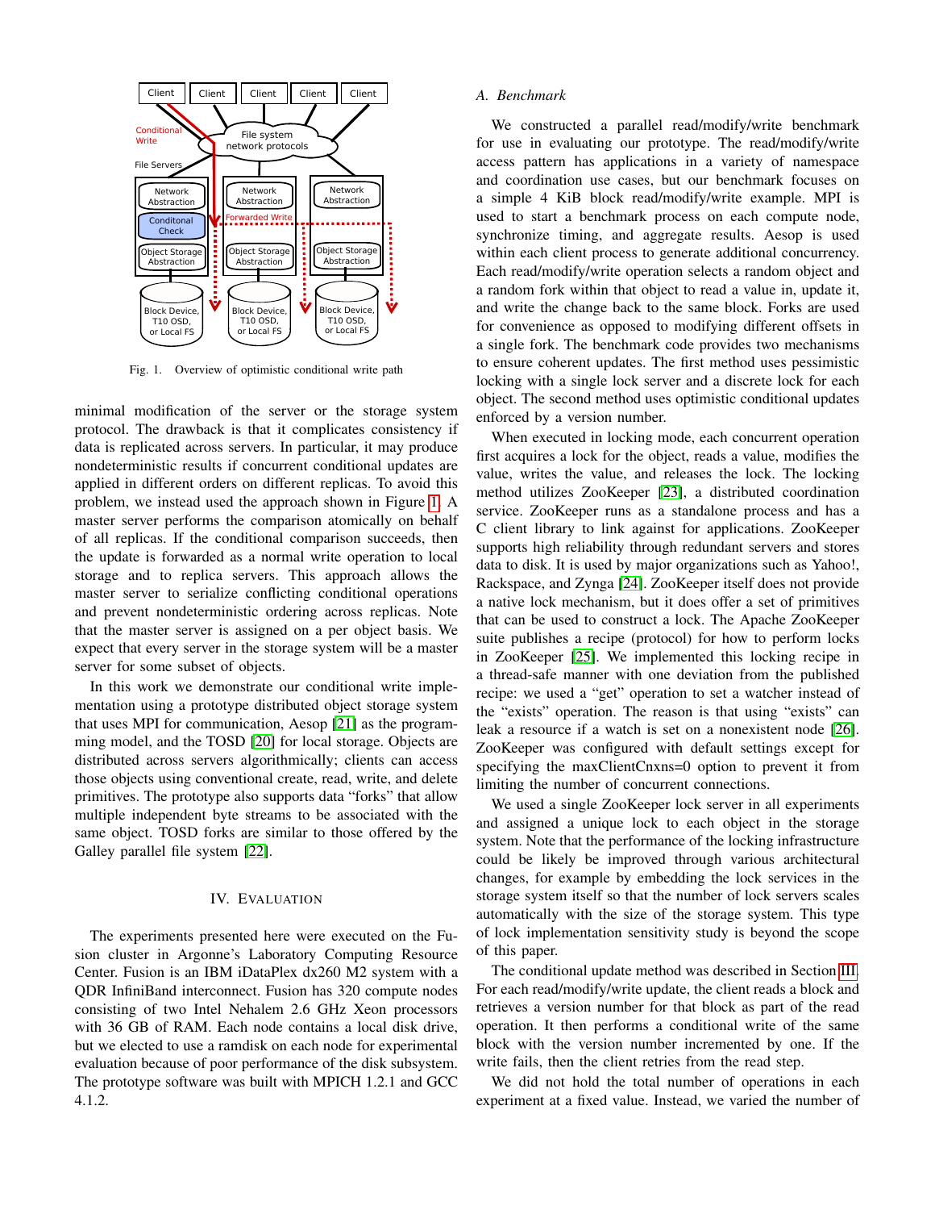Fig. 1. Overview of optimistic conditional write path

minimal modification of the server or the storage system protocol. The drawback is that it complicates consistency if data is replicated across servers. In particular, it may produce nondeterministic results if concurrent conditional updates are applied in different orders on different replicas. To avoid this problem, we instead used the approach shown in Figure 1. A master server performs the comparison atomically on behalf of all replicas. If the conditional comparison succeeds, then the update is forwarded as a normal write operation to local storage and to replica servers. This approach allows the master server to serialize conflicting conditional operations and prevent nondeterministic ordering across replicas. Note that the master server is assigned on a per object basis. We expect that every server in the storage system will be a master server for some subset of objects.

In this work we demonstrate our conditional write implementation using a prototype distributed object storage system that uses MPI for communication, Aesop [21] as the programming model, and the TOSD [20] for local storage. Objects are distributed across servers algorithmically; clients can access those objects using conventional create, read, write, and delete primitives. The prototype also supports data "forks" that allow multiple independent byte streams to be associated with the same object. TOSD forks are similar to those offered by the Galley parallel file system [22].

# IV. Evaluation

The experiments presented here were executed on the Fusion cluster in Argonne's Laboratory Computing Resource Center. Fusion is an IBM iDataPlex dx260 M2 system with a QDR InfiniBand interconnect. Fusion has 320 compute nodes consisting of two Intel Nehalem 2.6 GHz Xeon processors with 36 GB of RAM. Each node contains a local disk drive, but we elected to use a ramdisk on each node for experimental evaluation because of poor performance of the disk subsystem. The prototype software was built with MPICH 1.2.1 and GCC 4.1.2.

## A. Benchmark

We constructed a parallel read/modify/write benchmark for use in evaluating our prototype. The read/modify/write access pattern has applications in a variety of namespace and coordination use cases, but our benchmark focuses on a simple 4 KiB block read/modify/write example. MPI is used to start a benchmark process on each compute node, synchronize timing, and aggregate results. Aesop is used within each client process to generate additional concurrency. Each read/modify/write operation selects a random object and a random fork within that object to read a value in, update it, and write the change back to the same block. Forks are used for convenience as opposed to modifying different offsets in a single fork. The benchmark code provides two mechanisms to ensure coherent updates. The first method uses pessimistic locking with a single lock server and a discrete lock for each object. The second method uses optimistic conditional updates enforced by a version number.

When executed in locking mode, each concurrent operation first acquires a lock for the object, reads a value, modifies the value, writes the value, and releases the lock. The locking method utilizes ZooKeeper [23], a distributed coordination service. ZooKeeper runs as a standalone process and has a C client library to link against for applications. ZooKeeper supports high reliability through redundant servers and stores data to disk. It is used by major organizations such as Yahoo!, Rackspace, and Zynga [24]. ZooKeeper itself does not provide a native lock mechanism, but it does offer a set of primitives that can be used to construct a lock. The Apache ZooKeeper suite publishes a recipe (protocol) for how to perform locks in ZooKeeper [25]. We implemented this locking recipe in a thread-safe manner with one deviation from the published recipe: we used a "get" operation to set a watcher instead of the "exists" operation. The reason is that using "exists" can leak a resource if a watch is set on a nonexistent node [26]. ZooKeeper was configured with default settings except for specifying the maxClientCnxns=0 option to prevent it from limiting the number of concurrent connections.

We used a single ZooKeeper lock server in all experiments and assigned a unique lock to each object in the storage system. Note that the performance of the locking infrastructure could be likely be improved through various architectural changes, for example by embedding the lock services in the storage system itself so that the number of lock servers scales automatically with the size of the storage system. This type of lock implementation sensitivity study is beyond the scope of this paper.

The conditional update method was described in Section III. For each read/modify/write update, the client reads a block and retrieves a version number for that block as part of the read operation. It then performs a conditional write of the same block with the version number incremented by one. If the write fails, then the client retries from the read step.

We did not hold the total number of operations in each experiment at a fixed value. Instead, we varied the number of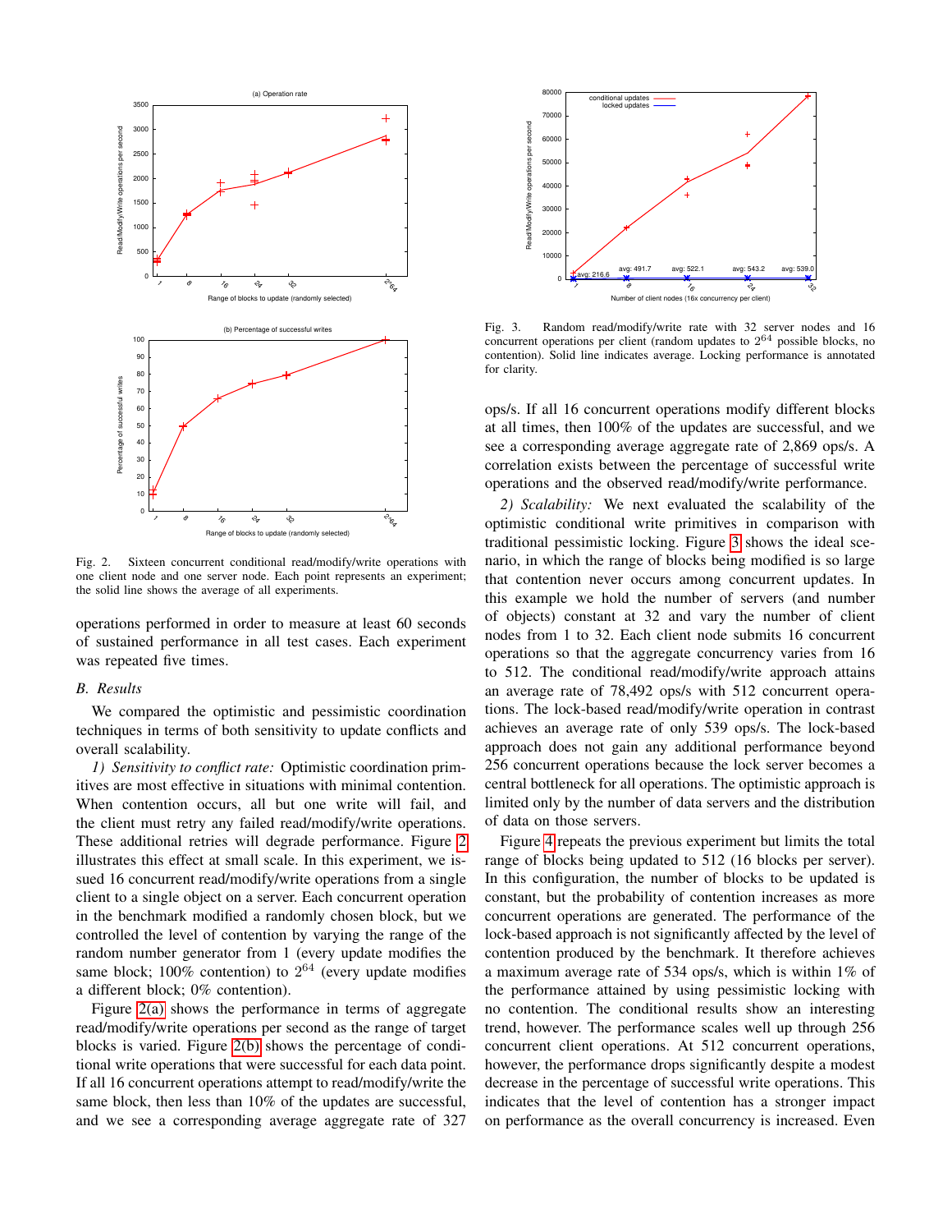Fig. 2. Sixteen concurrent conditional read/modify/write operations with one client node and one server node. Each point represents an experiment; the solid line shows the average of all experiments.

operations performed in order to measure at least 60 seconds of sustained performance in all test cases. Each experiment was repeated five times.

### B. Results

We compared the optimistic and pessimistic coordination techniques in terms of both sensitivity to update conflicts and overall scalability.

*1) Sensitivity to conflict rate:* Optimistic coordination primitives are most effective in situations with minimal contention. When contention occurs, all but one write will fail, and the client must retry any failed read/modify/write operations. These additional retries will degrade performance. Figure 2 illustrates this effect at small scale. In this experiment, we issued 16 concurrent read/modify/write operations from a single client to a single object on a server. Each concurrent operation in the benchmark modified a randomly chosen block, but we controlled the level of contention by varying the range of the random number generator from 1 (every update modifies the same block; 100% contention) to $2^{64}$ (every update modifies a different block; 0% contention).

Figure 2(a) shows the performance in terms of aggregate read/modify/write operations per second as the range of target blocks is varied. Figure 2(b) shows the percentage of conditional write operations that were successful for each data point. If all 16 concurrent operations attempt to read/modify/write the same block, then less than 10% of the updates are successful, and we see a corresponding average aggregate rate of 327 ops/s. If all 16 concurrent operations modify different blocks at all times, then 100% of the updates are successful, and we see a corresponding average aggregate rate of 2,869 ops/s. A correlation exists between the percentage of successful write operations and the observed read/modify/write performance.

Fig. 3. Random read/modify/write rate with 32 server nodes and 16 concurrent operations per client (random updates to $2^{64}$ possible blocks, no contention). Solid line indicates average. Locking performance is annotated for clarity.

*2) Scalability:* We next evaluated the scalability of the optimistic conditional write primitives in comparison with traditional pessimistic locking. Figure 3 shows the ideal scenario, in which the range of blocks being modified is so large that contention never occurs among concurrent updates. In this example we hold the number of servers (and number of objects) constant at 32 and vary the number of client nodes from 1 to 32. Each client node submits 16 concurrent operations so that the aggregate concurrency varies from 16 to 512. The conditional read/modify/write approach attains an average rate of 78,492 ops/s with 512 concurrent operations. The lock-based read/modify/write operation in contrast achieves an average rate of only 539 ops/s. The lock-based approach does not gain any additional performance beyond 256 concurrent operations because the lock server becomes a central bottleneck for all operations. The optimistic approach is limited only by the number of data servers and the distribution of data on those servers.

Figure 4 repeats the previous experiment but limits the total range of blocks being updated to 512 (16 blocks per server). In this configuration, the number of blocks to be updated is constant, but the probability of contention increases as more concurrent operations are generated. The performance of the lock-based approach is not significantly affected by the level of contention produced by the benchmark. It therefore achieves a maximum average rate of 534 ops/s, which is within 1% of the performance attained by using pessimistic locking with no contention. The conditional results show an interesting trend, however. The performance scales well up through 256 concurrent client operations. At 512 concurrent operations, however, the performance drops significantly despite a modest decrease in the percentage of successful write operations. This indicates that the level of contention has a stronger impact on performance as the overall concurrency is increased. Even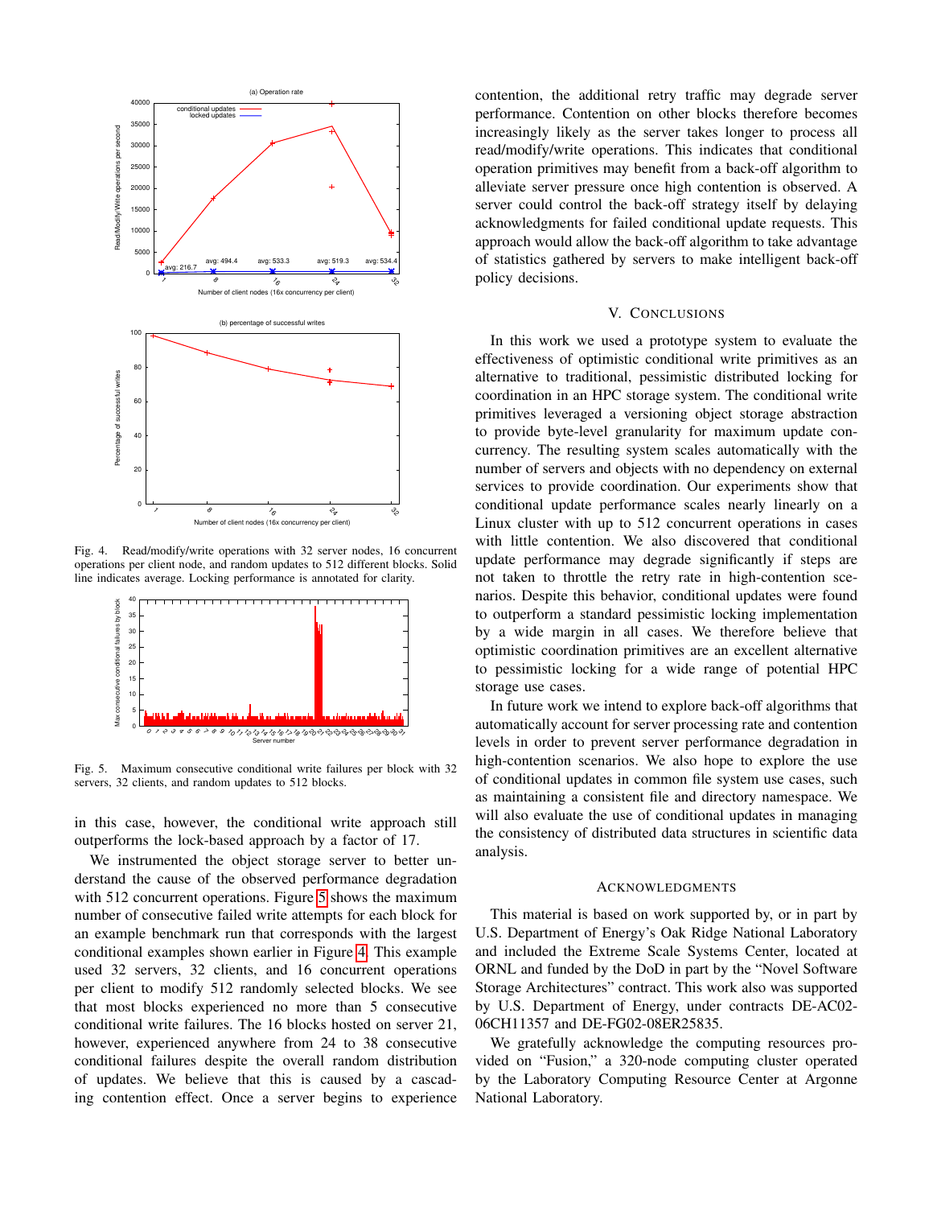(a) Operation rate

conditional updates
locked updates

Read/Modify/Write operations per second

40000
35000
30000
25000
20000
15000
10000
5000
0

avg: 216.7
avg: 494.4
avg: 533.3
avg: 519.3
avg: 534.4

1
8
16
24
32

Number of client nodes (16x concurrency per client)

(b) percentage of successful writes

Percentage of successful writes

100
80
60
40
20
0

1
8
16
24
32

Number of client nodes (16x concurrency per client)

Fig. 4. Read/modify/write operations with 32 server nodes, 16 concurrent operations per client node, and random updates to 512 different blocks. Solid line indicates average. Locking performance is annotated for clarity.

Max consecutive conditional failures by block

40
35
30
25
20
15
10
5
0

0 1 2 3 4 5 6 7 8 9 10 11 12 13 14 15 16 17 18 19 20 21 22 23 24 25 26 27 28 29 30 31

Server number

Fig. 5. Maximum consecutive conditional write failures per block with 32 servers, 32 clients, and random updates to 512 blocks.

in this case, however, the conditional write approach still outperforms the lock-based approach by a factor of 17.

We instrumented the object storage server to understand the cause of the observed performance degradation with 512 concurrent operations. Figure 5 shows the maximum number of consecutive failed write attempts for each block for an example benchmark run that corresponds with the largest conditional examples shown earlier in Figure 4. This example used 32 servers, 32 clients, and 16 concurrent operations per client to modify 512 randomly selected blocks. We see that most blocks experienced no more than 5 consecutive conditional write failures. The 16 blocks hosted on server 21, however, experienced anywhere from 24 to 38 consecutive conditional failures despite the overall random distribution of updates. We believe that this is caused by a cascading contention effect. Once a server begins to experience contention, the additional retry traffic may degrade server performance. Contention on other blocks therefore becomes increasingly likely as the server takes longer to process all read/modify/write operations. This indicates that conditional operation primitives may benefit from a back-off algorithm to alleviate server pressure once high contention is observed. A server could control the back-off strategy itself by delaying acknowledgments for failed conditional update requests. This approach would allow the back-off algorithm to take advantage of statistics gathered by servers to make intelligent back-off policy decisions.

## V. Conclusions

In this work we used a prototype system to evaluate the effectiveness of optimistic conditional write primitives as an alternative to traditional, pessimistic distributed locking for coordination in an HPC storage system. The conditional write primitives leveraged a versioning object storage abstraction to provide byte-level granularity for maximum update concurrency. The resulting system scales automatically with the number of servers and objects with no dependency on external services to provide coordination. Our experiments show that conditional update performance scales nearly linearly on a Linux cluster with up to 512 concurrent operations in cases with little contention. We also discovered that conditional update performance may degrade significantly if steps are not taken to throttle the retry rate in high-contention scenarios. Despite this behavior, conditional updates were found to outperform a standard pessimistic locking implementation by a wide margin in all cases. We therefore believe that optimistic coordination primitives are an excellent alternative to pessimistic locking for a wide range of potential HPC storage use cases.

In future work we intend to explore back-off algorithms that automatically account for server processing rate and contention levels in order to prevent server performance degradation in high-contention scenarios. We also hope to explore the use of conditional updates in common file system use cases, such as maintaining a consistent file and directory namespace. We will also evaluate the use of conditional updates in managing the consistency of distributed data structures in scientific data analysis.

## Acknowledgments

This material is based on work supported by, or in part by U.S. Department of Energy's Oak Ridge National Laboratory and included the Extreme Scale Systems Center, located at ORNL and funded by the DoD in part by the "Novel Software Storage Architectures" contract. This work also was supported by U.S. Department of Energy, under contracts DE-AC02-06CH11357 and DE-FG02-08ER25835.

We gratefully acknowledge the computing resources provided on "Fusion," a 320-node computing cluster operated by the Laboratory Computing Resource Center at Argonne National Laboratory.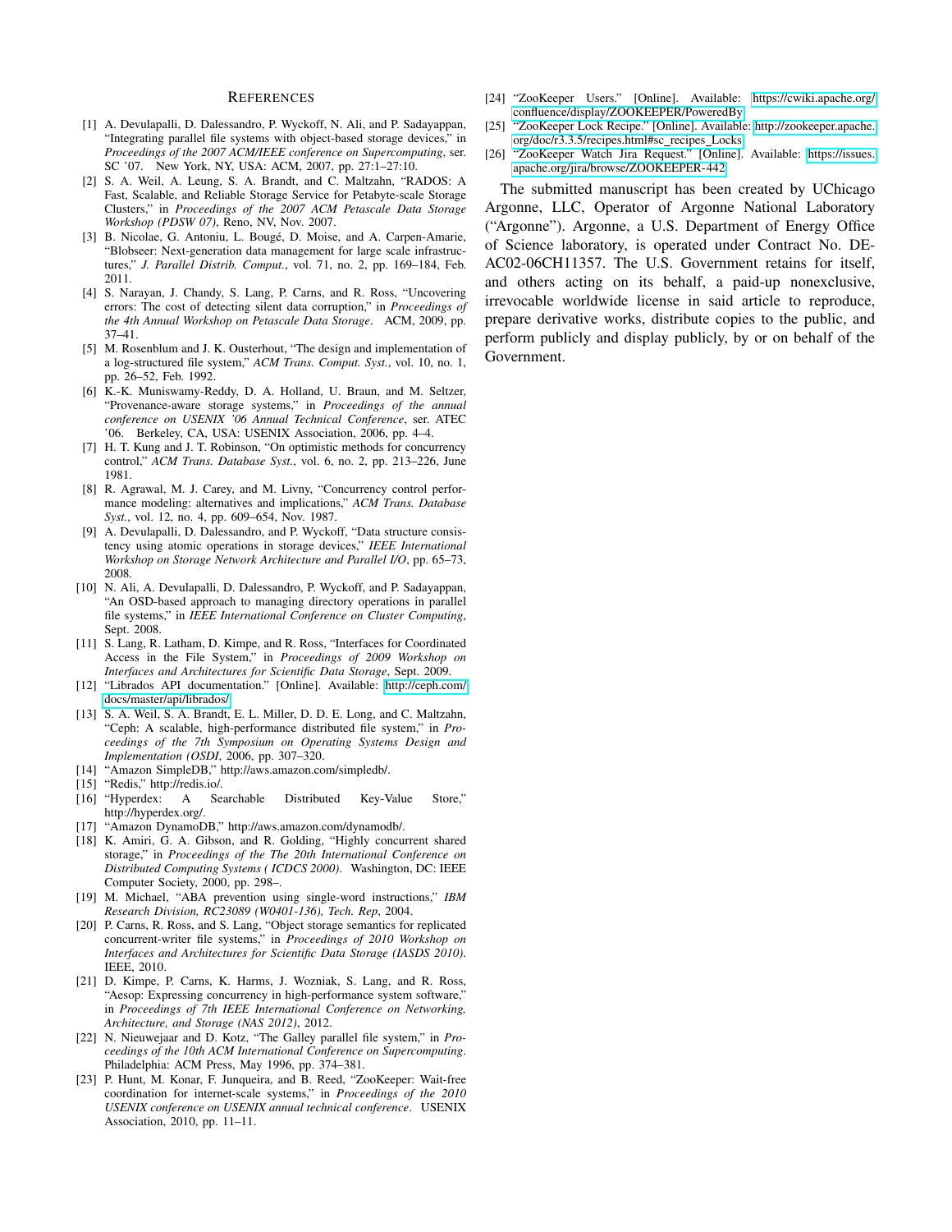## References

[1] A. Devulapalli, D. Dalessandro, P. Wyckoff, N. Ali, and P. Sadayappan, "Integrating parallel file systems with object-based storage devices," in *Proceedings of the 2007 ACM/IEEE conference on Supercomputing*, ser. SC '07. New York, NY, USA: ACM, 2007, pp. 27:1–27:10.

[2] S. A. Weil, A. Leung, S. A. Brandt, and C. Maltzahn, "RADOS: A Fast, Scalable, and Reliable Storage Service for Petabyte-scale Storage Clusters," in *Proceedings of the 2007 ACM Petascale Data Storage Workshop (PDSW 07)*, Reno, NV, Nov. 2007.

[3] B. Nicolae, G. Antoniu, L. Bougé, D. Moise, and A. Carpen-Amarie, "Blobseer: Next-generation data management for large scale infrastructures," *J. Parallel Distrib. Comput.*, vol. 71, no. 2, pp. 169–184, Feb. 2011.

[4] S. Narayan, J. Chandy, S. Lang, P. Carns, and R. Ross, "Uncovering errors: The cost of detecting silent data corruption," in *Proceedings of the 4th Annual Workshop on Petascale Data Storage*. ACM, 2009, pp. 37–41.

[5] M. Rosenblum and J. K. Ousterhout, "The design and implementation of a log-structured file system," *ACM Trans. Comput. Syst.*, vol. 10, no. 1, pp. 26–52, Feb. 1992.

[6] K.-K. Muniswamy-Reddy, D. A. Holland, U. Braun, and M. Seltzer, "Provenance-aware storage systems," in *Proceedings of the annual conference on USENIX '06 Annual Technical Conference*, ser. ATEC '06. Berkeley, CA, USA: USENIX Association, 2006, pp. 4–4.

[7] H. T. Kung and J. T. Robinson, "On optimistic methods for concurrency control," *ACM Trans. Database Syst.*, vol. 6, no. 2, pp. 213–226, June 1981.

[8] R. Agrawal, M. J. Carey, and M. Livny, "Concurrency control performance modeling: alternatives and implications," *ACM Trans. Database Syst.*, vol. 12, no. 4, pp. 609–654, Nov. 1987.

[9] A. Devulapalli, D. Dalessandro, and P. Wyckoff, "Data structure consistency using atomic operations in storage devices," *IEEE International Workshop on Storage Network Architecture and Parallel I/O*, pp. 65–73, 2008.

[10] N. Ali, A. Devulapalli, D. Dalessandro, P. Wyckoff, and P. Sadayappan, "An OSD-based approach to managing directory operations in parallel file systems," in *IEEE International Conference on Cluster Computing*, Sept. 2008.

[11] S. Lang, R. Latham, D. Kimpe, and R. Ross, "Interfaces for Coordinated Access in the File System," in *Proceedings of 2009 Workshop on Interfaces and Architectures for Scientific Data Storage*, Sept. 2009.

[12] "Librados API documentation." [Online]. Available: http://ceph.com/docs/master/api/librados/

[13] S. A. Weil, S. A. Brandt, E. L. Miller, D. D. E. Long, and C. Maltzahn, "Ceph: A scalable, high-performance distributed file system," in *Proceedings of the 7th Symposium on Operating Systems Design and Implementation (OSDI*, 2006, pp. 307–320.

[14] "Amazon SimpleDB," http://aws.amazon.com/simpledb/.

[15] "Redis," http://redis.io/.

[16] "Hyperdex: A Searchable Distributed Key-Value Store," http://hyperdex.org/.

[17] "Amazon DynamoDB," http://aws.amazon.com/dynamodb/.

[18] K. Amiri, G. A. Gibson, and R. Golding, "Highly concurrent shared storage," in *Proceedings of the The 20th International Conference on Distributed Computing Systems ( ICDCS 2000)*. Washington, DC: IEEE Computer Society, 2000, pp. 298–.

[19] M. Michael, "ABA prevention using single-word instructions," *IBM Research Division, RC23089 (W0401-136), Tech. Rep*, 2004.

[20] P. Carns, R. Ross, and S. Lang, "Object storage semantics for replicated concurrent-writer file systems," in *Proceedings of 2010 Workshop on Interfaces and Architectures for Scientific Data Storage (IASDS 2010)*. IEEE, 2010.

[21] D. Kimpe, P. Carns, K. Harms, J. Wozniak, S. Lang, and R. Ross, "Aesop: Expressing concurrency in high-performance system software," in *Proceedings of 7th IEEE International Conference on Networking, Architecture, and Storage (NAS 2012)*, 2012.

[22] N. Nieuwejaar and D. Kotz, "The Galley parallel file system," in *Proceedings of the 10th ACM International Conference on Supercomputing*. Philadelphia: ACM Press, May 1996, pp. 374–381.

[23] P. Hunt, M. Konar, F. Junqueira, and B. Reed, "ZooKeeper: Wait-free coordination for internet-scale systems," in *Proceedings of the 2010 USENIX conference on USENIX annual technical conference*. USENIX Association, 2010, pp. 11–11.

[24] "ZooKeeper Users." [Online]. Available: https://cwiki.apache.org/confluence/display/ZOOKEEPER/PoweredBy

[25] "ZooKeeper Lock Recipe." [Online]. Available: http://zookeeper.apache.org/doc/r3.3.5/recipes.html#sc_recipes_Locks

[26] "ZooKeeper Watch Jira Request." [Online]. Available: https://issues.apache.org/jira/browse/ZOOKEEPER-442

The submitted manuscript has been created by UChicago Argonne, LLC, Operator of Argonne National Laboratory ("Argonne"). Argonne, a U.S. Department of Energy Office of Science laboratory, is operated under Contract No. DE-AC02-06CH11357. The U.S. Government retains for itself, and others acting on its behalf, a paid-up nonexclusive, irrevocable worldwide license in said article to reproduce, prepare derivative works, distribute copies to the public, and perform publicly and display publicly, by or on behalf of the Government.